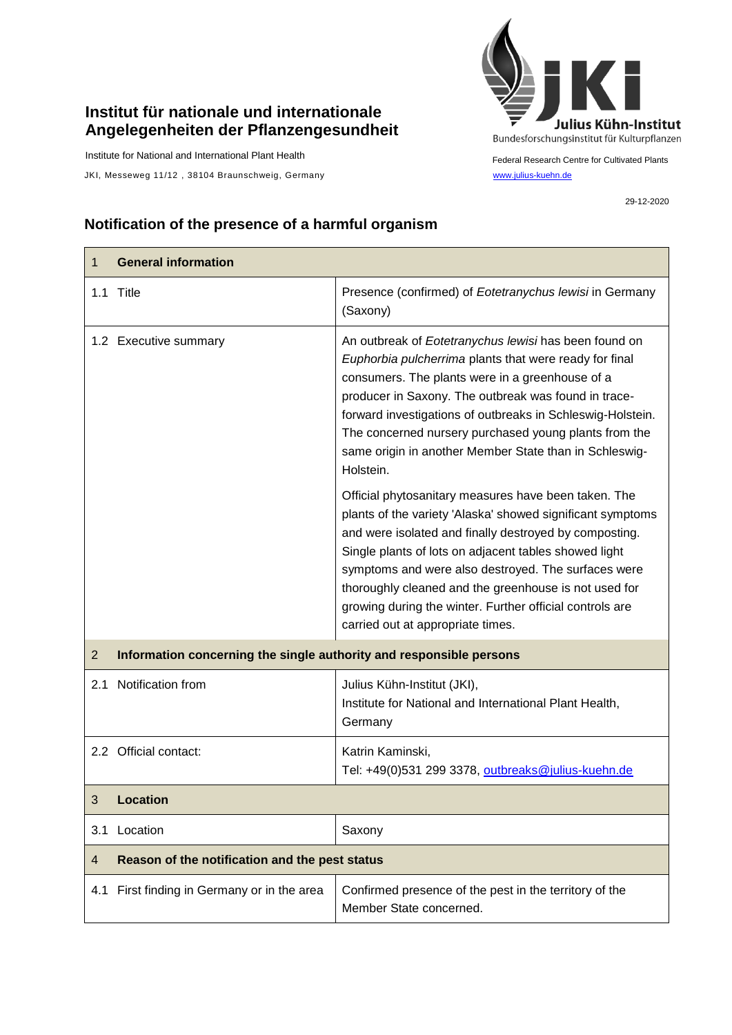**Institut für nationale und internationale Angelegenheiten der Pflanzengesundheit**

Institute for National and International Plant Health

JKI, Messeweg 11/12 , 38104 Braunschweig, Germany

Julius Kühn-Institut
Bundesforschungsinstitut für Kulturpflanzen

Federal Research Centre for Cultivated Plants
www.julius-kuehn.de

29-12-2020

## Notification of the presence of a harmful organism

| 1 General information | |
|---|---|
| 1.1 Title | Presence (confirmed) of *Eotetranychus lewisi* in Germany (Saxony) |
| 1.2 Executive summary | An outbreak of *Eotetranychus lewisi* has been found on *Euphorbia pulcherrima* plants that were ready for final consumers. The plants were in a greenhouse of a producer in Saxony. The outbreak was found in trace-forward investigations of outbreaks in Schleswig-Holstein. The concerned nursery purchased young plants from the same origin in another Member State than in Schleswig-Holstein.<br><br>Official phytosanitary measures have been taken. The plants of the variety 'Alaska' showed significant symptoms and were isolated and finally destroyed by composting. Single plants of lots on adjacent tables showed light symptoms and were also destroyed. The surfaces were thoroughly cleaned and the greenhouse is not used for growing during the winter. Further official controls are carried out at appropriate times. |
| **2 Information concerning the single authority and responsible persons** | |
| 2.1 Notification from | Julius Kühn-Institut (JKI),<br>Institute for National and International Plant Health, Germany |
| 2.2 Official contact: | Katrin Kaminski,<br>Tel: +49(0)531 299 3378, outbreaks@julius-kuehn.de |
| **3 Location** | |
| 3.1 Location | Saxony |
| **4 Reason of the notification and the pest status** | |
| 4.1 First finding in Germany or in the area | Confirmed presence of the pest in the territory of the Member State concerned. |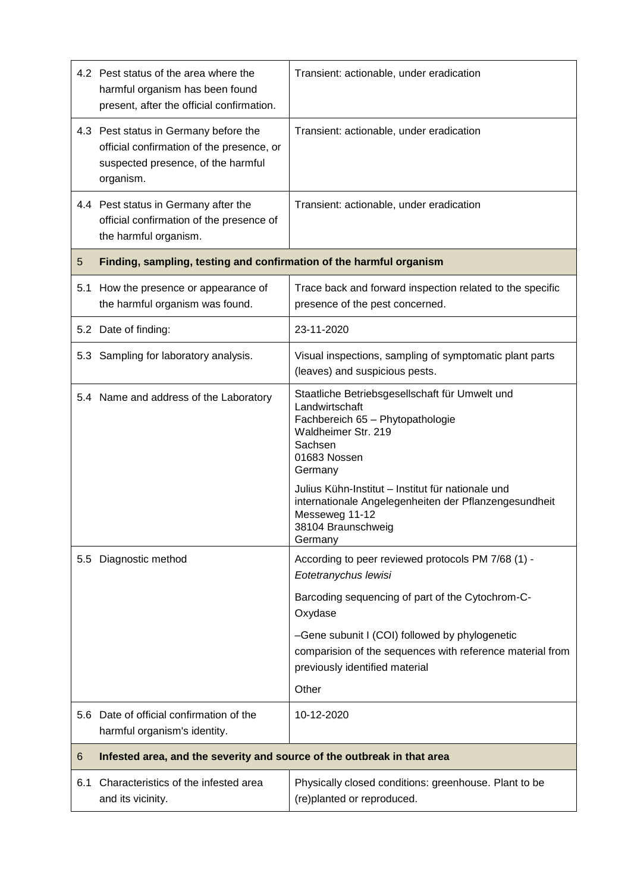| | | |
|---|---|---|
| 4.2 | Pest status of the area where the harmful organism has been found present, after the official confirmation. | Transient: actionable, under eradication |
| 4.3 | Pest status in Germany before the official confirmation of the presence, or suspected presence, of the harmful organism. | Transient: actionable, under eradication |
| 4.4 | Pest status in Germany after the official confirmation of the presence of the harmful organism. | Transient: actionable, under eradication |
| **5** | **Finding, sampling, testing and confirmation of the harmful organism** | |
| 5.1 | How the presence or appearance of the harmful organism was found. | Trace back and forward inspection related to the specific presence of the pest concerned. |
| 5.2 | Date of finding: | 23-11-2020 |
| 5.3 | Sampling for laboratory analysis. | Visual inspections, sampling of symptomatic plant parts (leaves) and suspicious pests. |
| 5.4 | Name and address of the Laboratory | Staatliche Betriebsgesellschaft für Umwelt und Landwirtschaft<br>Fachbereich 65 – Phytopathologie<br>Waldheimer Str. 219<br>Sachsen<br>01683 Nossen<br>Germany<br><br>Julius Kühn-Institut – Institut für nationale und internationale Angelegenheiten der Pflanzengesundheit<br>Messeweg 11-12<br>38104 Braunschweig<br>Germany |
| 5.5 | Diagnostic method | According to peer reviewed protocols PM 7/68 (1) - *Eotetranychus lewisi*<br><br>Barcoding sequencing of part of the Cytochrom-C-Oxydase<br><br>–Gene subunit I (COI) followed by phylogenetic comparision of the sequences with reference material from previously identified material<br><br>Other |
| 5.6 | Date of official confirmation of the harmful organism's identity. | 10-12-2020 |
| **6** | **Infested area, and the severity and source of the outbreak in that area** | |
| 6.1 | Characteristics of the infested area and its vicinity. | Physically closed conditions: greenhouse. Plant to be (re)planted or reproduced. |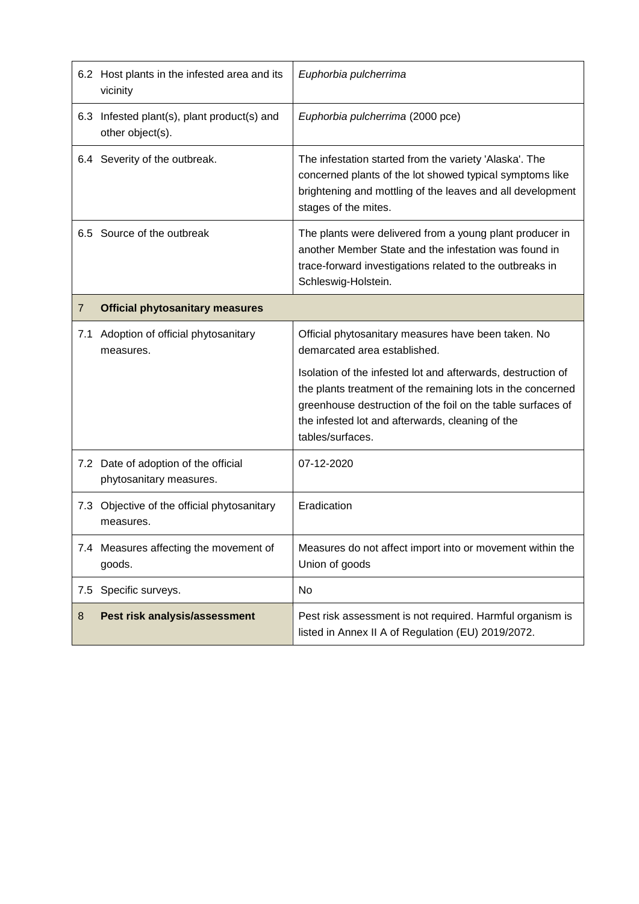| | | |
|---|---|---|
| 6.2 | Host plants in the infested area and its vicinity | *Euphorbia pulcherrima* |
| 6.3 | Infested plant(s), plant product(s) and other object(s). | *Euphorbia pulcherrima* (2000 pce) |
| 6.4 | Severity of the outbreak. | The infestation started from the variety 'Alaska'. The concerned plants of the lot showed typical symptoms like brightening and mottling of the leaves and all development stages of the mites. |
| 6.5 | Source of the outbreak | The plants were delivered from a young plant producer in another Member State and the infestation was found in trace-forward investigations related to the outbreaks in Schleswig-Holstein. |
| 7 | **Official phytosanitary measures** | |
| 7.1 | Adoption of official phytosanitary measures. | Official phytosanitary measures have been taken. No demarcated area established.<br><br>Isolation of the infested lot and afterwards, destruction of the plants treatment of the remaining lots in the concerned greenhouse destruction of the foil on the table surfaces of the infested lot and afterwards, cleaning of the tables/surfaces. |
| 7.2 | Date of adoption of the official phytosanitary measures. | 07-12-2020 |
| 7.3 | Objective of the official phytosanitary measures. | Eradication |
| 7.4 | Measures affecting the movement of goods. | Measures do not affect import into or movement within the Union of goods |
| 7.5 | Specific surveys. | No |
| 8 | **Pest risk analysis/assessment** | Pest risk assessment is not required. Harmful organism is listed in Annex II A of Regulation (EU) 2019/2072. |